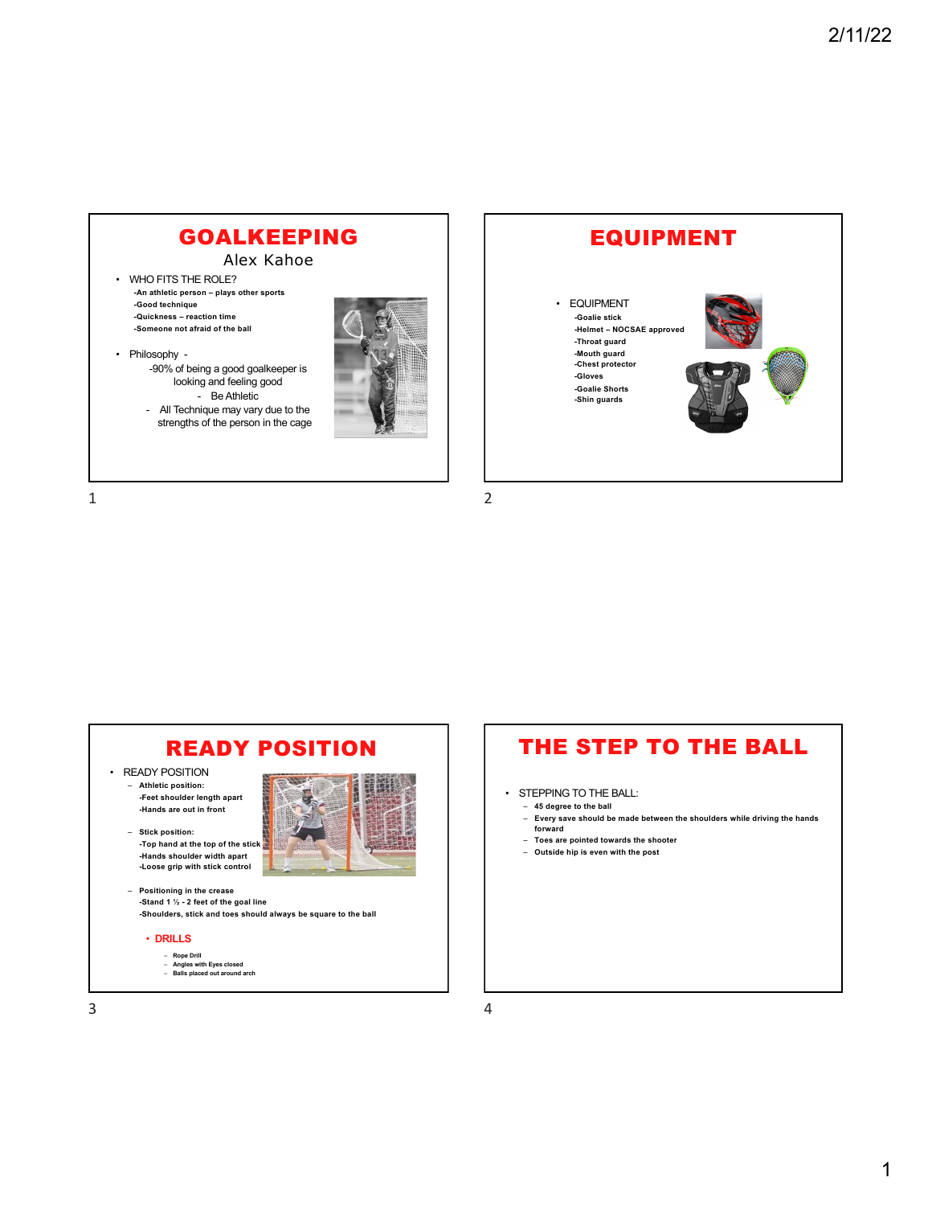# GOALKEEPING

Alex Kahoe

- WHO FITS THE ROLE?
  - -An athletic person – plays other sports
  - -Good technique
  - -Quickness – reaction time
  - -Someone not afraid of the ball
- Philosophy -
  - -90% of being a good goalkeeper is looking and feeling good
    - Be Athletic
  - All Technique may vary due to the strengths of the person in the cage

# EQUIPMENT

- EQUIPMENT
  - -Goalie stick
  - -Helmet – NOCSAE approved
  - -Throat guard
  - -Mouth guard
  - -Chest protector
  - -Gloves
  - -Goalie Shorts
  - -Shin guards

# READY POSITION

- READY POSITION
  - Athletic position:
    - -Feet shoulder length apart
    - -Hands are out in front
  - Stick position:
    - -Top hand at the top of the stick
    - -Hands shoulder width apart
    - -Loose grip with stick control
  - Positioning in the crease
    - -Stand 1 ½ - 2 feet of the goal line
    - -Shoulders, stick and toes should always be square to the ball
  - **DRILLS**
    - Rope Drill
    - Angles with Eyes closed
    - Balls placed out around arch

# THE STEP TO THE BALL

- STEPPING TO THE BALL:
  - 45 degree to the ball
  - Every save should be made between the shoulders while driving the hands forward
  - Toes are pointed towards the shooter
  - Outside hip is even with the post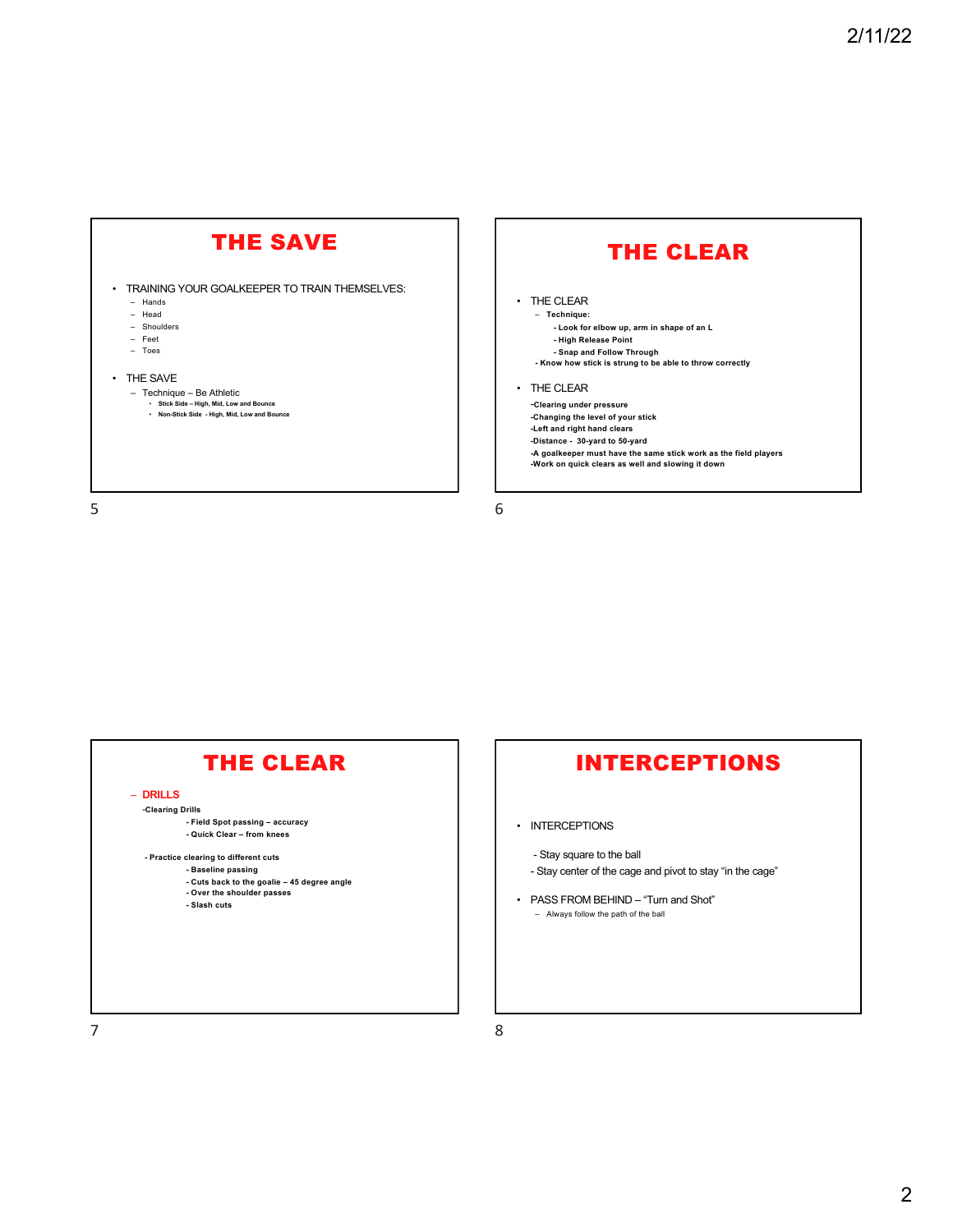## THE SAVE

- TRAINING YOUR GOALKEEPER TO TRAIN THEMSELVES:
  - Hands
  - Head
  - Shoulders
  - Feet
  - Toes
- THE SAVE
  - Technique – Be Athletic
    - **Stick Side – High, Mid, Low and Bounce**
    - **Non-Stick Side - High, Mid, Low and Bounce**

## THE CLEAR

- THE CLEAR
  - **Technique:**
    - **- Look for elbow up, arm in shape of an L**
    - **- High Release Point**
    - **- Snap and Follow Through**
  - **- Know how stick is strung to be able to throw correctly**
- THE CLEAR
  - **-Clearing under pressure**
  - **-Changing the level of your stick**
  - **-Left and right hand clears**
  - **-Distance - 30-yard to 50-yard**
  - **-A goalkeeper must have the same stick work as the field players**
  - **-Work on quick clears as well and slowing it down**

## THE CLEAR

– **DRILLS**

**-Clearing Drills**
- **- Field Spot passing – accuracy**
- **- Quick Clear – from knees**

**- Practice clearing to different cuts**
- **- Baseline passing**
- **- Cuts back to the goalie – 45 degree angle**
- **- Over the shoulder passes**
- **- Slash cuts**

## INTERCEPTIONS

- INTERCEPTIONS
  - Stay square to the ball
  - Stay center of the cage and pivot to stay "in the cage"
- PASS FROM BEHIND – "Turn and Shot"
  - Always follow the path of the ball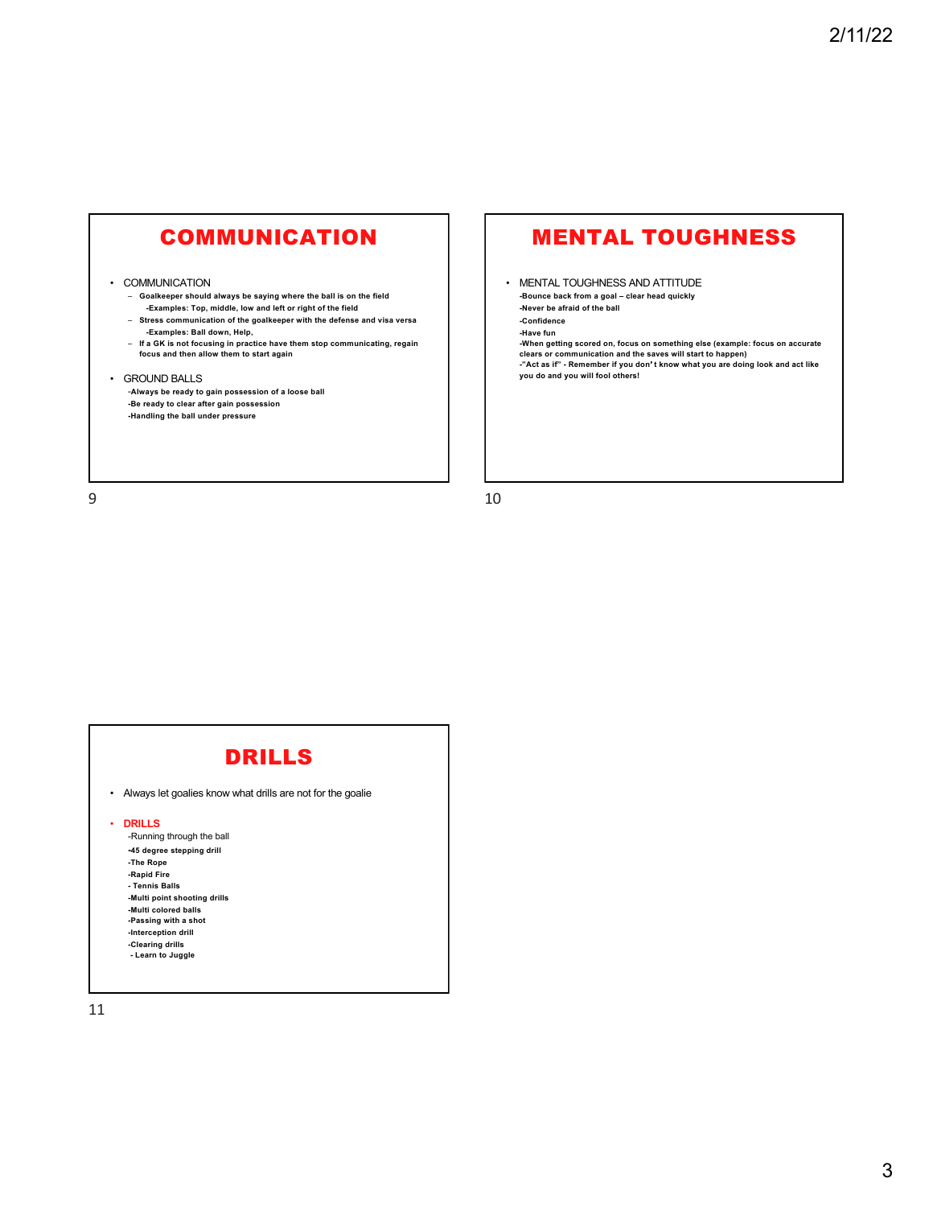## COMMUNICATION

- COMMUNICATION
  - **Goalkeeper should always be saying where the ball is on the field**
    - **-Examples: Top, middle, low and left or right of the field**
  - **Stress communication of the goalkeeper with the defense and visa versa**
    - **-Examples: Ball down, Help,**
  - **If a GK is not focusing in practice have them stop communicating, regain focus and then allow them to start again**
- GROUND BALLS
  - **-Always be ready to gain possession of a loose ball**
  - **-Be ready to clear after gain possession**
  - **-Handling the ball under pressure**

## MENTAL TOUGHNESS

- MENTAL TOUGHNESS AND ATTITUDE
  - **-Bounce back from a goal – clear head quickly**
  - **-Never be afraid of the ball**
  - **-Confidence**
  - **-Have fun**
  - **-When getting scored on, focus on something else (example: focus on accurate clears or communication and the saves will start to happen)**
  - **-"Act as if" - Remember if you don't know what you are doing look and act like you do and you will fool others!**

## DRILLS

- Always let goalies know what drills are not for the goalie
- **DRILLS**
  - -Running through the ball
  - **-45 degree stepping drill**
  - **-The Rope**
  - **-Rapid Fire**
  - **- Tennis Balls**
  - **-Multi point shooting drills**
  - **-Multi colored balls**
  - **-Passing with a shot**
  - **-Interception drill**
  - **-Clearing drills**
  - **- Learn to Juggle**